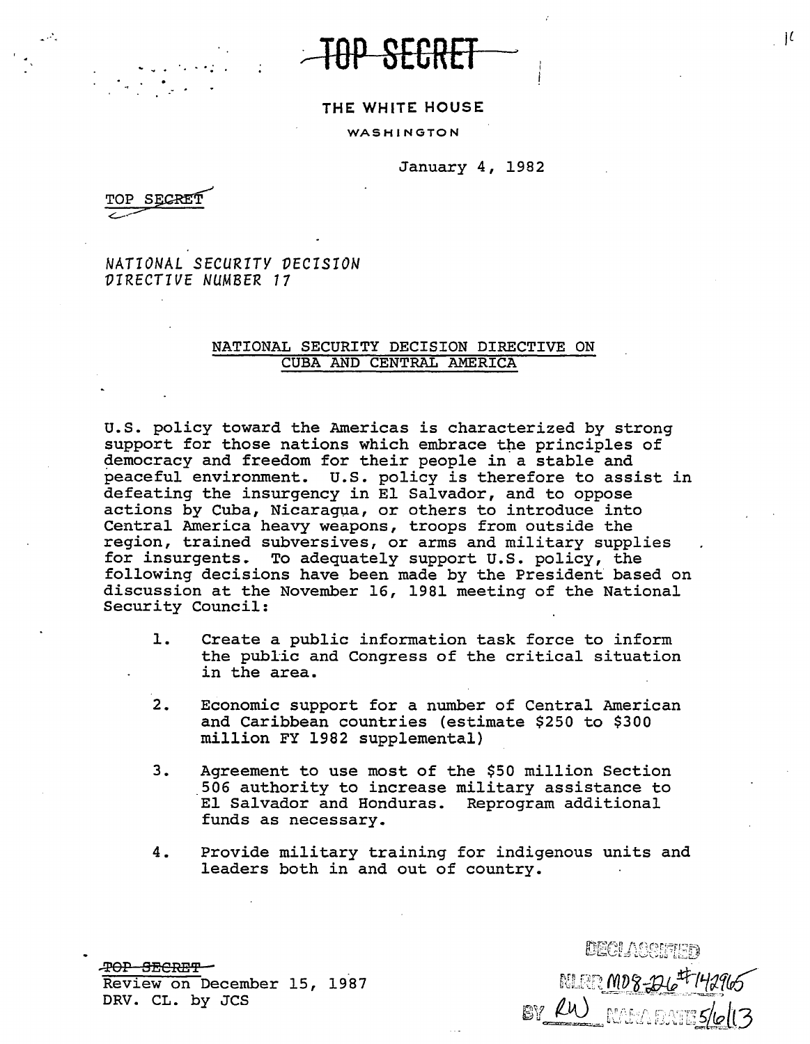TOP SECRET

THE WHITE HOUSE

WASHINGTON

January 4, 1982

TOP SECRET

*NATIONAL SECURITY DECISION DIRECTIVE NUMBER 17*

## NATIONAL SECURITY DECISION DIRECTIVE ON CUBA AND CENTRAL AMERICA

U.S. policy toward the Americas is characterized by strong support for those nations which embrace the principles of democracy and freedom for their people in a stable and peaceful environment. U.S. policy is therefore to assist in defeating the insurgency in El Salvador, and to oppose actions by Cuba, Nicaragua, or others to introduce into Central America heavy weapons, troops from outside the region, trained subversives, or arms and military supplies for insurgents. To adequately support U.S. policy, the following decisions have been made by the President based on discussion at the November 16, 1981 meeting of the National Security Council:

1. Create a public information task force to inform the public and Congress of the critical situation in the area.

2. Economic support for a number of Central American and Caribbean countries (estimate $250 to $300 million FY 1982 supplemental)

3. Agreement to use most of the $50 million Section 506 authority to increase military assistance to El Salvador and Honduras. Reprogram additional funds as necessary.

4. Provide military training for indigenous units and leaders both in and out of country.

TOP SECRET
Review on December 15, 1987
DRV. CL. by JCS

DECLASSIFIED
NLRR M08-226 #142965
BY RW NARA DATE 5/6/13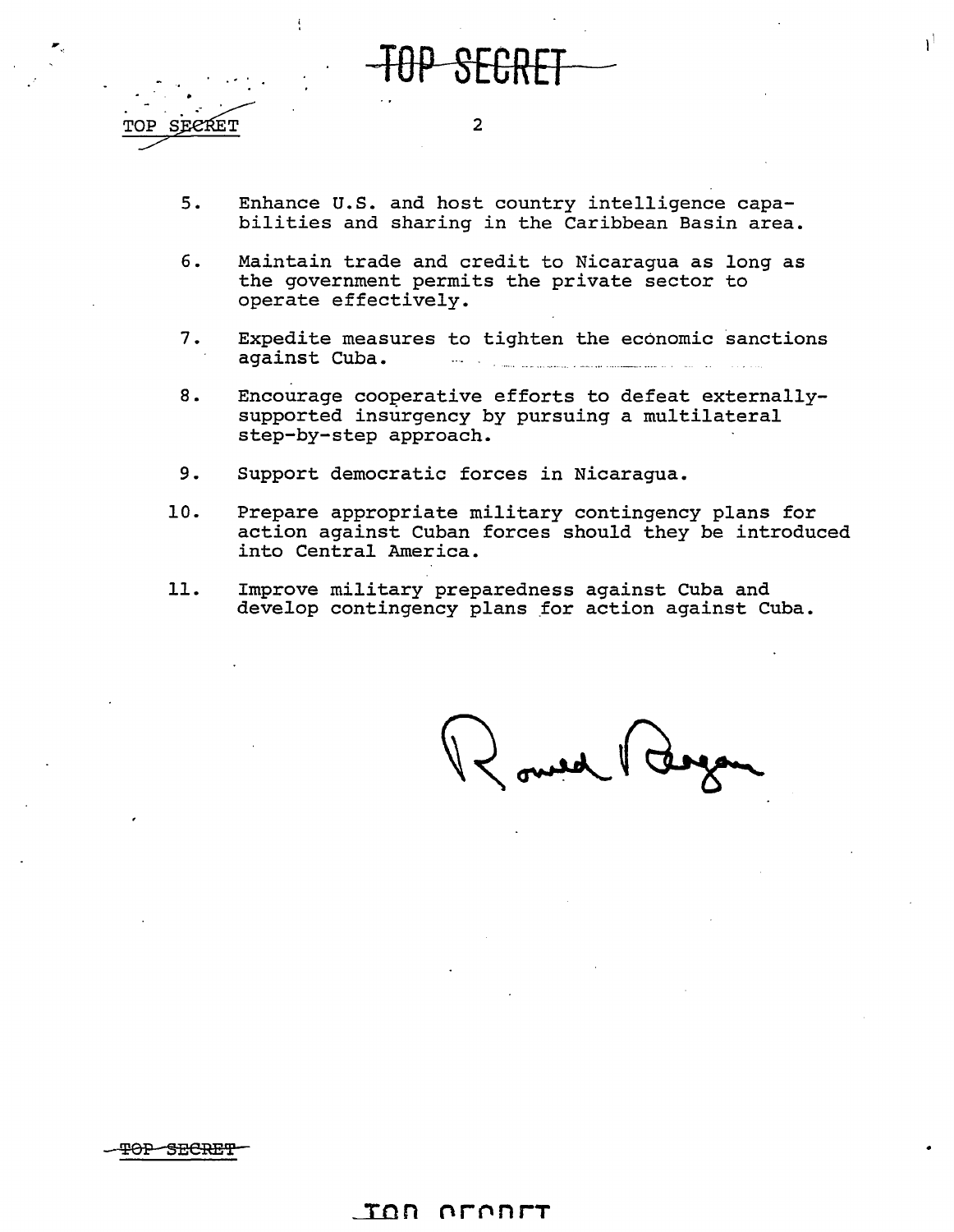TOP SECRET

5. Enhance U.S. and host country intelligence capabilities and sharing in the Caribbean Basin area.

6. Maintain trade and credit to Nicaragua as long as the government permits the private sector to operate effectively.

7. Expedite measures to tighten the economic sanctions against Cuba.

8. Encourage cooperative efforts to defeat externally-supported insurgency by pursuing a multilateral step-by-step approach.

9. Support democratic forces in Nicaragua.

10. Prepare appropriate military contingency plans for action against Cuban forces should they be introduced into Central America.

11. Improve military preparedness against Cuba and develop contingency plans for action against Cuba.

Ronald Reagan

TOP SECRET